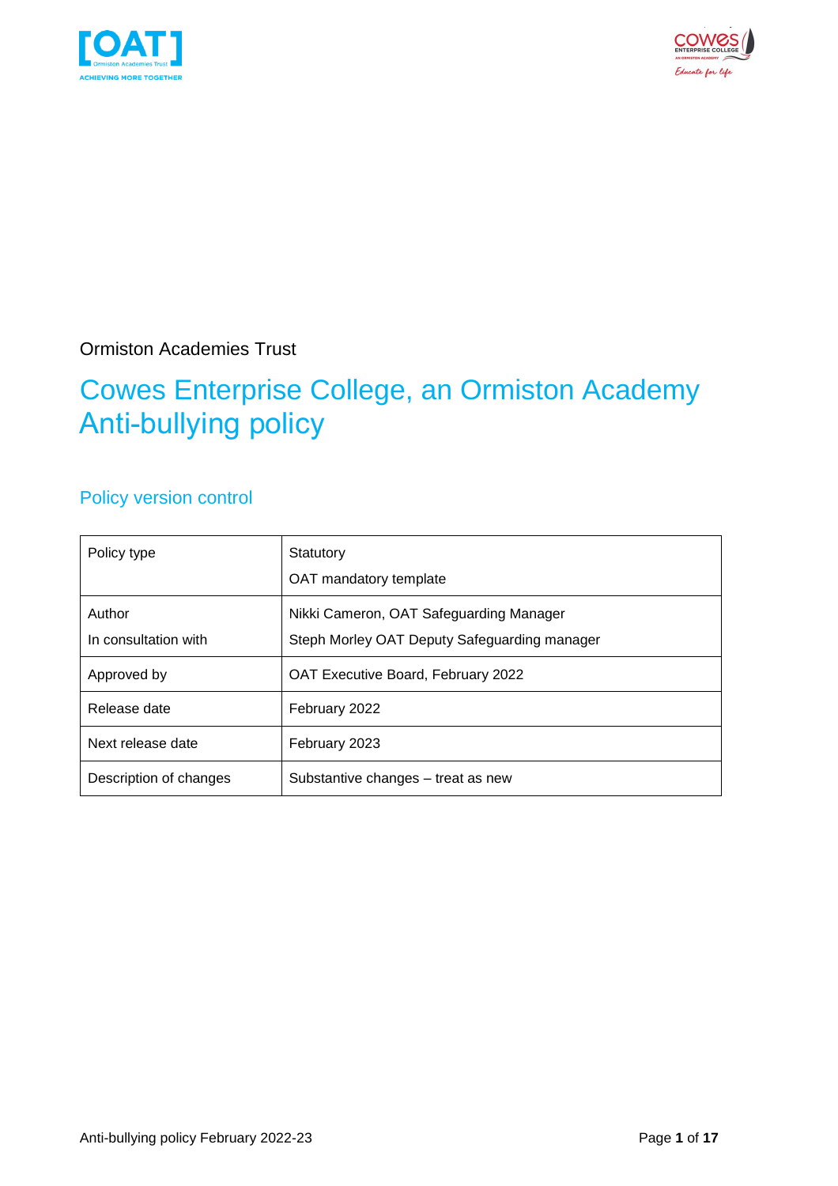Ormiston Academies Trust

# Cowes Enterprise College, an Ormiston Academy Anti-bullying policy

## Policy version control

| | |
|---|---|
| Policy type | Statutory<br>OAT mandatory template |
| Author<br>In consultation with | Nikki Cameron, OAT Safeguarding Manager<br>Steph Morley OAT Deputy Safeguarding manager |
| Approved by | OAT Executive Board, February 2022 |
| Release date | February 2022 |
| Next release date | February 2023 |
| Description of changes | Substantive changes – treat as new |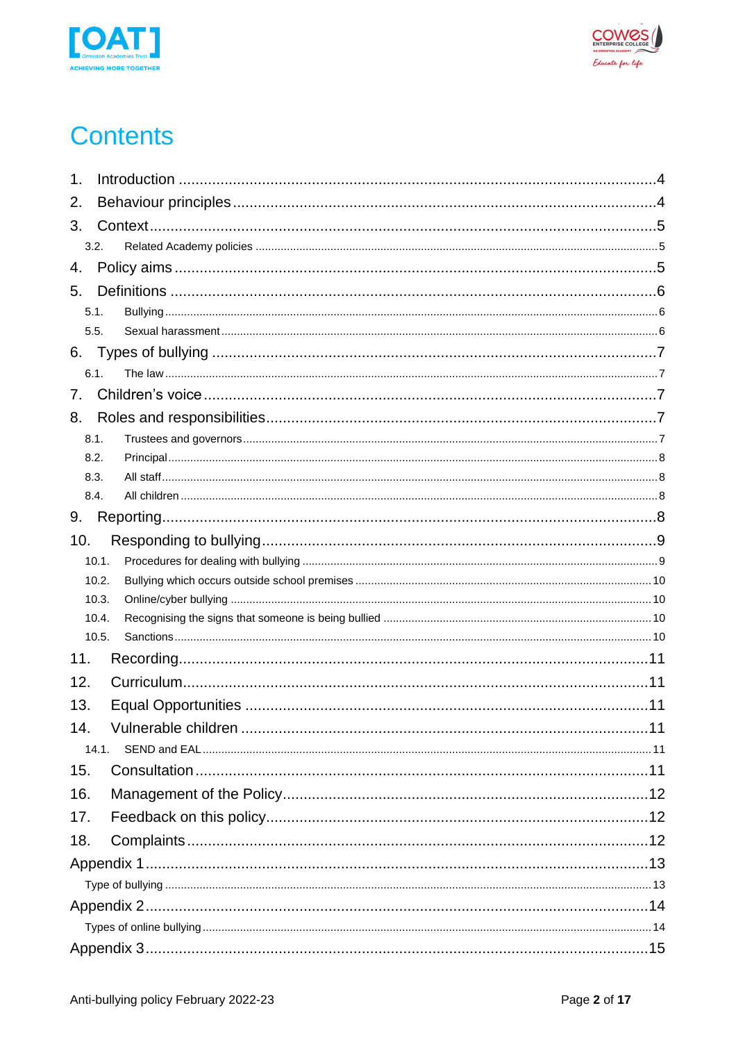# Contents

1. Introduction ....................................................................................................4
2. Behaviour principles ........................................................................................4
3. Context ...........................................................................................................5
   - 3.2. Related Academy policies .......................................................................5
4. Policy aims ......................................................................................................5
5. Definitions .......................................................................................................6
   - 5.1. Bullying ....................................................................................................6
   - 5.5. Sexual harassment ...................................................................................6
6. Types of bullying .............................................................................................7
   - 6.1. The law .....................................................................................................7
7. Children's voice ...............................................................................................7
8. Roles and responsibilities ................................................................................7
   - 8.1. Trustees and governors ............................................................................7
   - 8.2. Principal ...................................................................................................8
   - 8.3. All staff .....................................................................................................8
   - 8.4. All children ...............................................................................................8
9. Reporting .........................................................................................................8
10. Responding to bullying ....................................................................................9
    - 10.1. Procedures for dealing with bullying ......................................................9
    - 10.2. Bullying which occurs outside school premises ....................................10
    - 10.3. Online/cyber bullying .............................................................................10
    - 10.4. Recognising the signs that someone is being bullied ............................10
    - 10.5. Sanctions ...............................................................................................10
11. Recording .......................................................................................................11
12. Curriculum ......................................................................................................11
13. Equal Opportunities ........................................................................................11
14. Vulnerable children .........................................................................................11
    - 14.1. SEND and EAL .......................................................................................11
15. Consultation ....................................................................................................11
16. Management of the Policy ..............................................................................12
17. Feedback on this policy ..................................................................................12
18. Complaints ......................................................................................................12

Appendix 1 ..........................................................................................................13
- Type of bullying ...............................................................................................13

Appendix 2 ..........................................................................................................14
- Types of online bullying ...................................................................................14

Appendix 3 ..........................................................................................................15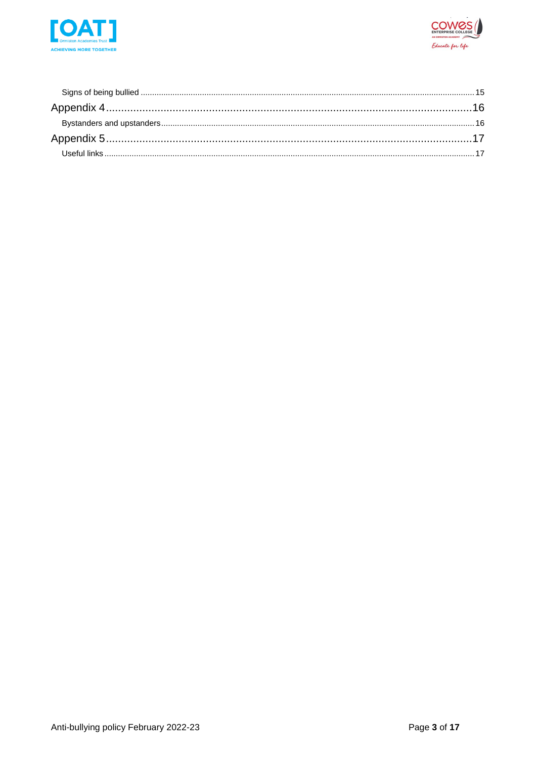Signs of being bullied ........................................................................................................ 15

Appendix 4 ........................................................................................................ 16

Bystanders and upstanders ........................................................................................................ 16

Appendix 5 ........................................................................................................ 17

Useful links ........................................................................................................ 17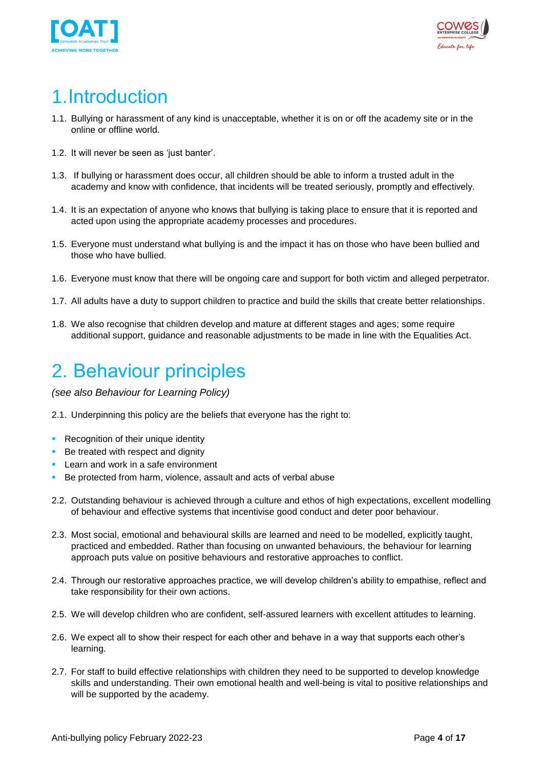# 1. Introduction

1.1. Bullying or harassment of any kind is unacceptable, whether it is on or off the academy site or in the online or offline world.

1.2. It will never be seen as 'just banter'.

1.3. If bullying or harassment does occur, all children should be able to inform a trusted adult in the academy and know with confidence, that incidents will be treated seriously, promptly and effectively.

1.4. It is an expectation of anyone who knows that bullying is taking place to ensure that it is reported and acted upon using the appropriate academy processes and procedures.

1.5. Everyone must understand what bullying is and the impact it has on those who have been bullied and those who have bullied.

1.6. Everyone must know that there will be ongoing care and support for both victim and alleged perpetrator.

1.7. All adults have a duty to support children to practice and build the skills that create better relationships.

1.8. We also recognise that children develop and mature at different stages and ages; some require additional support, guidance and reasonable adjustments to be made in line with the Equalities Act.

# 2. Behaviour principles

*(see also Behaviour for Learning Policy)*

2.1. Underpinning this policy are the beliefs that everyone has the right to:

- Recognition of their unique identity
- Be treated with respect and dignity
- Learn and work in a safe environment
- Be protected from harm, violence, assault and acts of verbal abuse

2.2. Outstanding behaviour is achieved through a culture and ethos of high expectations, excellent modelling of behaviour and effective systems that incentivise good conduct and deter poor behaviour.

2.3. Most social, emotional and behavioural skills are learned and need to be modelled, explicitly taught, practiced and embedded. Rather than focusing on unwanted behaviours, the behaviour for learning approach puts value on positive behaviours and restorative approaches to conflict.

2.4. Through our restorative approaches practice, we will develop children's ability to empathise, reflect and take responsibility for their own actions.

2.5. We will develop children who are confident, self-assured learners with excellent attitudes to learning.

2.6. We expect all to show their respect for each other and behave in a way that supports each other's learning.

2.7. For staff to build effective relationships with children they need to be supported to develop knowledge skills and understanding. Their own emotional health and well-being is vital to positive relationships and will be supported by the academy.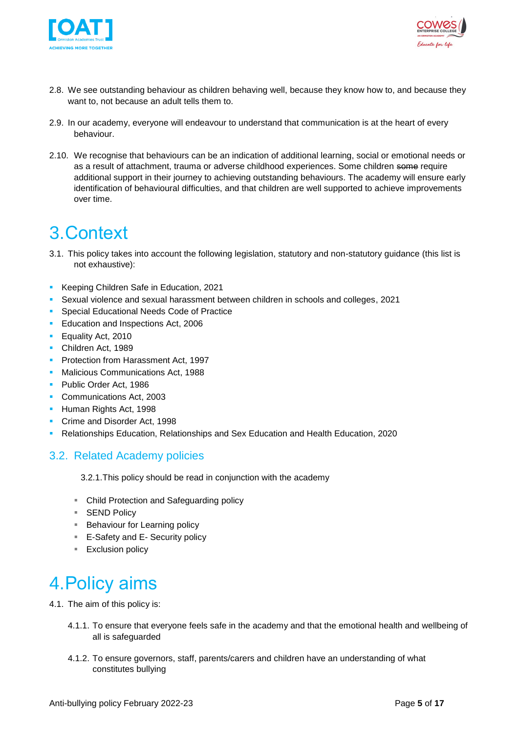2.8. We see outstanding behaviour as children behaving well, because they know how to, and because they want to, not because an adult tells them to.

2.9. In our academy, everyone will endeavour to understand that communication is at the heart of every behaviour.

2.10. We recognise that behaviours can be an indication of additional learning, social or emotional needs or as a result of attachment, trauma or adverse childhood experiences. Some children ~~some~~ require additional support in their journey to achieving outstanding behaviours. The academy will ensure early identification of behavioural difficulties, and that children are well supported to achieve improvements over time.

# 3. Context

3.1. This policy takes into account the following legislation, statutory and non-statutory guidance (this list is not exhaustive):

- Keeping Children Safe in Education, 2021
- Sexual violence and sexual harassment between children in schools and colleges, 2021
- Special Educational Needs Code of Practice
- Education and Inspections Act, 2006
- Equality Act, 2010
- Children Act, 1989
- Protection from Harassment Act, 1997
- Malicious Communications Act, 1988
- Public Order Act, 1986
- Communications Act, 2003
- Human Rights Act, 1998
- Crime and Disorder Act, 1998
- Relationships Education, Relationships and Sex Education and Health Education, 2020

## 3.2. Related Academy policies

3.2.1. This policy should be read in conjunction with the academy

- Child Protection and Safeguarding policy
- SEND Policy
- Behaviour for Learning policy
- E-Safety and E- Security policy
- Exclusion policy

# 4. Policy aims

4.1. The aim of this policy is:

4.1.1. To ensure that everyone feels safe in the academy and that the emotional health and wellbeing of all is safeguarded

4.1.2. To ensure governors, staff, parents/carers and children have an understanding of what constitutes bullying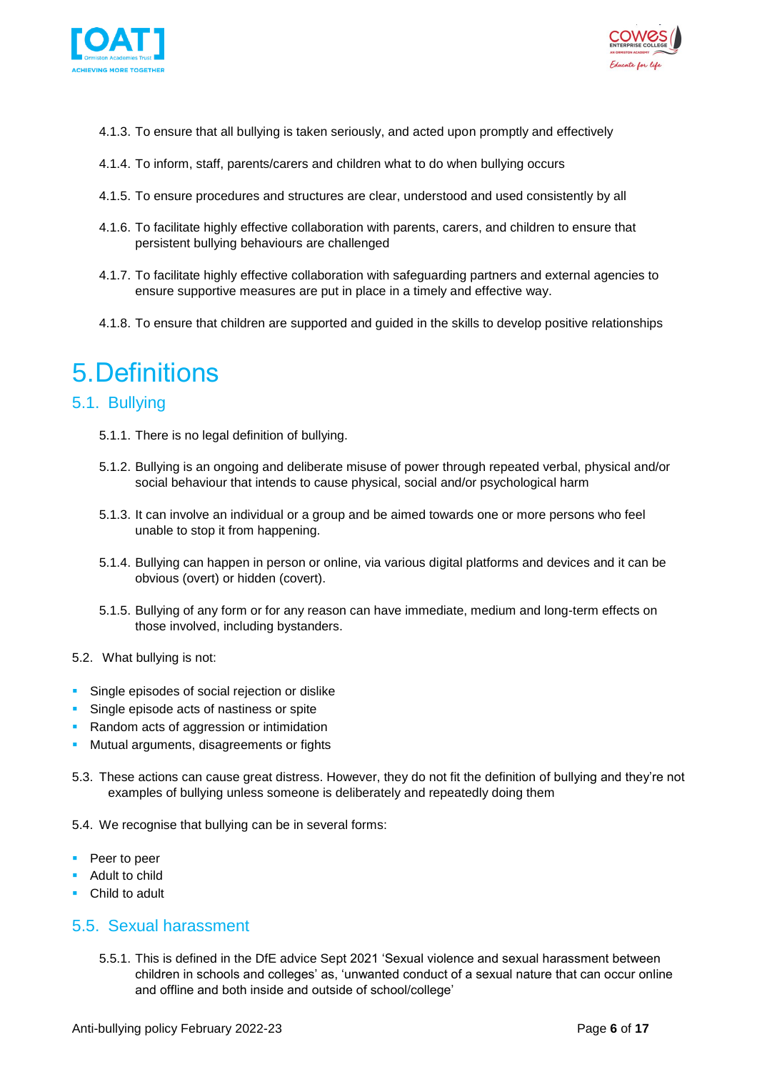4.1.3. To ensure that all bullying is taken seriously, and acted upon promptly and effectively

4.1.4. To inform, staff, parents/carers and children what to do when bullying occurs

4.1.5. To ensure procedures and structures are clear, understood and used consistently by all

4.1.6. To facilitate highly effective collaboration with parents, carers, and children to ensure that persistent bullying behaviours are challenged

4.1.7. To facilitate highly effective collaboration with safeguarding partners and external agencies to ensure supportive measures are put in place in a timely and effective way.

4.1.8. To ensure that children are supported and guided in the skills to develop positive relationships

# 5. Definitions

## 5.1. Bullying

5.1.1. There is no legal definition of bullying.

5.1.2. Bullying is an ongoing and deliberate misuse of power through repeated verbal, physical and/or social behaviour that intends to cause physical, social and/or psychological harm

5.1.3. It can involve an individual or a group and be aimed towards one or more persons who feel unable to stop it from happening.

5.1.4. Bullying can happen in person or online, via various digital platforms and devices and it can be obvious (overt) or hidden (covert).

5.1.5. Bullying of any form or for any reason can have immediate, medium and long-term effects on those involved, including bystanders.

5.2. What bullying is not:

- Single episodes of social rejection or dislike
- Single episode acts of nastiness or spite
- Random acts of aggression or intimidation
- Mutual arguments, disagreements or fights

5.3. These actions can cause great distress. However, they do not fit the definition of bullying and they're not examples of bullying unless someone is deliberately and repeatedly doing them

5.4. We recognise that bullying can be in several forms:

- Peer to peer
- Adult to child
- Child to adult

## 5.5. Sexual harassment

5.5.1. This is defined in the DfE advice Sept 2021 'Sexual violence and sexual harassment between children in schools and colleges' as, 'unwanted conduct of a sexual nature that can occur online and offline and both inside and outside of school/college'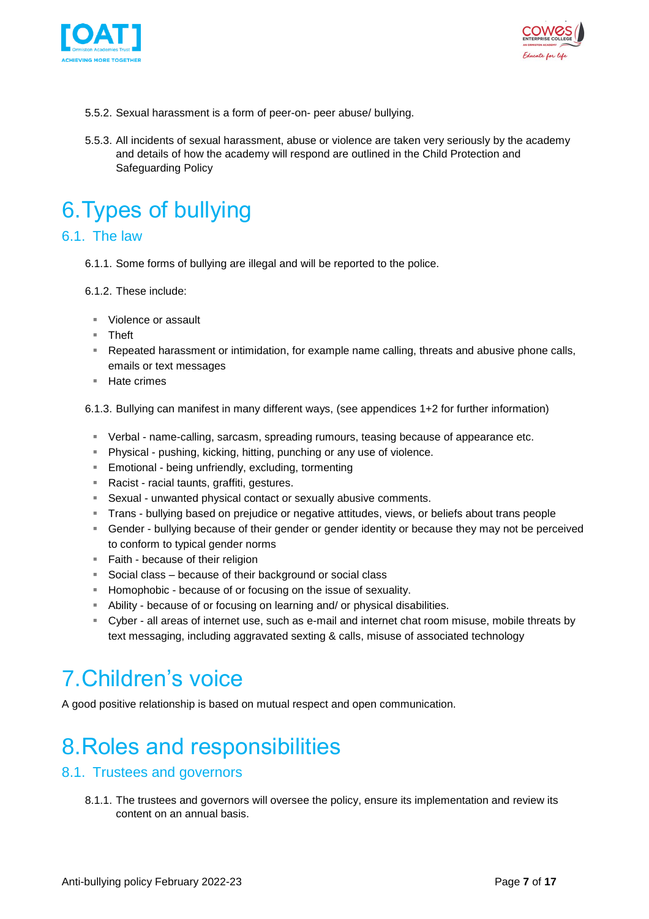5.5.2. Sexual harassment is a form of peer-on- peer abuse/ bullying.

5.5.3. All incidents of sexual harassment, abuse or violence are taken very seriously by the academy and details of how the academy will respond are outlined in the Child Protection and Safeguarding Policy

# 6. Types of bullying

## 6.1. The law

6.1.1. Some forms of bullying are illegal and will be reported to the police.

6.1.2. These include:

- Violence or assault
- Theft
- Repeated harassment or intimidation, for example name calling, threats and abusive phone calls, emails or text messages
- Hate crimes

6.1.3. Bullying can manifest in many different ways, (see appendices 1+2 for further information)

- Verbal - name-calling, sarcasm, spreading rumours, teasing because of appearance etc.
- Physical - pushing, kicking, hitting, punching or any use of violence.
- Emotional - being unfriendly, excluding, tormenting
- Racist - racial taunts, graffiti, gestures.
- Sexual - unwanted physical contact or sexually abusive comments.
- Trans - bullying based on prejudice or negative attitudes, views, or beliefs about trans people
- Gender - bullying because of their gender or gender identity or because they may not be perceived to conform to typical gender norms
- Faith - because of their religion
- Social class – because of their background or social class
- Homophobic - because of or focusing on the issue of sexuality.
- Ability - because of or focusing on learning and/ or physical disabilities.
- Cyber - all areas of internet use, such as e-mail and internet chat room misuse, mobile threats by text messaging, including aggravated sexting & calls, misuse of associated technology

# 7. Children's voice

A good positive relationship is based on mutual respect and open communication.

# 8. Roles and responsibilities

## 8.1. Trustees and governors

8.1.1. The trustees and governors will oversee the policy, ensure its implementation and review its content on an annual basis.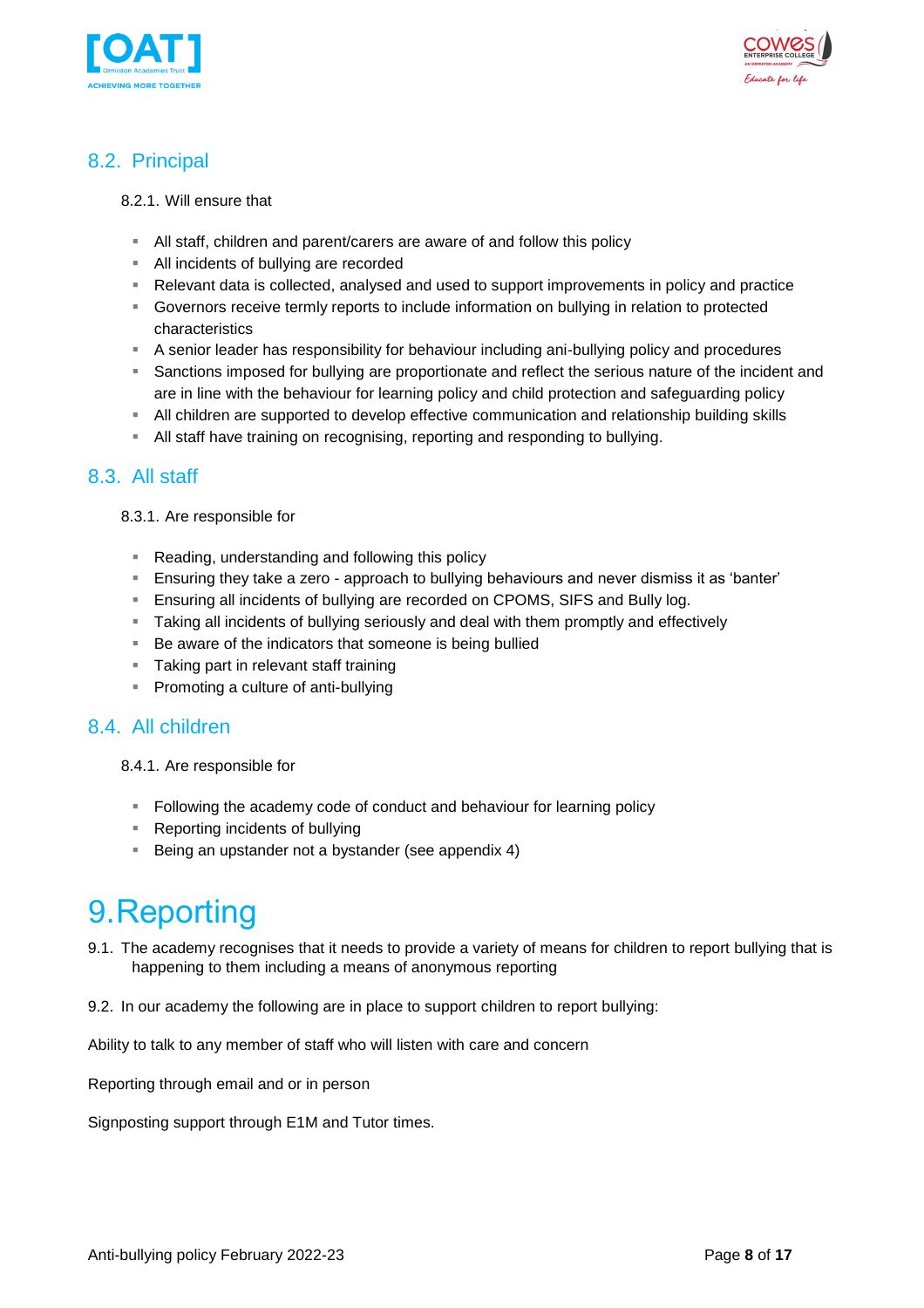## 8.2. Principal

8.2.1. Will ensure that

- All staff, children and parent/carers are aware of and follow this policy
- All incidents of bullying are recorded
- Relevant data is collected, analysed and used to support improvements in policy and practice
- Governors receive termly reports to include information on bullying in relation to protected characteristics
- A senior leader has responsibility for behaviour including ani-bullying policy and procedures
- Sanctions imposed for bullying are proportionate and reflect the serious nature of the incident and are in line with the behaviour for learning policy and child protection and safeguarding policy
- All children are supported to develop effective communication and relationship building skills
- All staff have training on recognising, reporting and responding to bullying.

## 8.3. All staff

8.3.1. Are responsible for

- Reading, understanding and following this policy
- Ensuring they take a zero - approach to bullying behaviours and never dismiss it as 'banter'
- Ensuring all incidents of bullying are recorded on CPOMS, SIFS and Bully log.
- Taking all incidents of bullying seriously and deal with them promptly and effectively
- Be aware of the indicators that someone is being bullied
- Taking part in relevant staff training
- Promoting a culture of anti-bullying

## 8.4. All children

8.4.1. Are responsible for

- Following the academy code of conduct and behaviour for learning policy
- Reporting incidents of bullying
- Being an upstander not a bystander (see appendix 4)

# 9. Reporting

9.1. The academy recognises that it needs to provide a variety of means for children to report bullying that is happening to them including a means of anonymous reporting

9.2. In our academy the following are in place to support children to report bullying:

Ability to talk to any member of staff who will listen with care and concern

Reporting through email and or in person

Signposting support through E1M and Tutor times.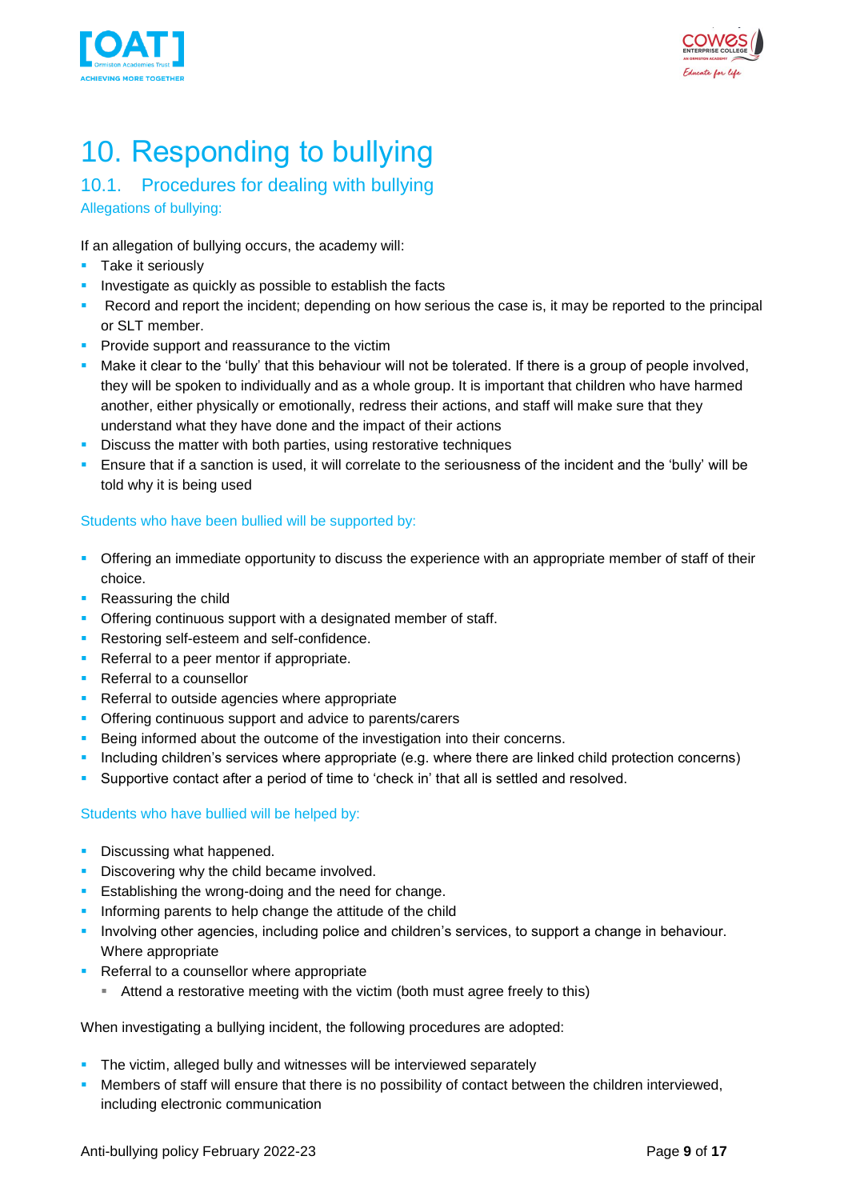# 10. Responding to bullying

## 10.1. Procedures for dealing with bullying

### Allegations of bullying:

If an allegation of bullying occurs, the academy will:

- Take it seriously
- Investigate as quickly as possible to establish the facts
- Record and report the incident; depending on how serious the case is, it may be reported to the principal or SLT member.
- Provide support and reassurance to the victim
- Make it clear to the 'bully' that this behaviour will not be tolerated. If there is a group of people involved, they will be spoken to individually and as a whole group. It is important that children who have harmed another, either physically or emotionally, redress their actions, and staff will make sure that they understand what they have done and the impact of their actions
- Discuss the matter with both parties, using restorative techniques
- Ensure that if a sanction is used, it will correlate to the seriousness of the incident and the 'bully' will be told why it is being used

### Students who have been bullied will be supported by:

- Offering an immediate opportunity to discuss the experience with an appropriate member of staff of their choice.
- Reassuring the child
- Offering continuous support with a designated member of staff.
- Restoring self-esteem and self-confidence.
- Referral to a peer mentor if appropriate.
- Referral to a counsellor
- Referral to outside agencies where appropriate
- Offering continuous support and advice to parents/carers
- Being informed about the outcome of the investigation into their concerns.
- Including children's services where appropriate (e.g. where there are linked child protection concerns)
- Supportive contact after a period of time to 'check in' that all is settled and resolved.

### Students who have bullied will be helped by:

- Discussing what happened.
- Discovering why the child became involved.
- Establishing the wrong-doing and the need for change.
- Informing parents to help change the attitude of the child
- Involving other agencies, including police and children's services, to support a change in behaviour. Where appropriate
- Referral to a counsellor where appropriate
  - Attend a restorative meeting with the victim (both must agree freely to this)

When investigating a bullying incident, the following procedures are adopted:

- The victim, alleged bully and witnesses will be interviewed separately
- Members of staff will ensure that there is no possibility of contact between the children interviewed, including electronic communication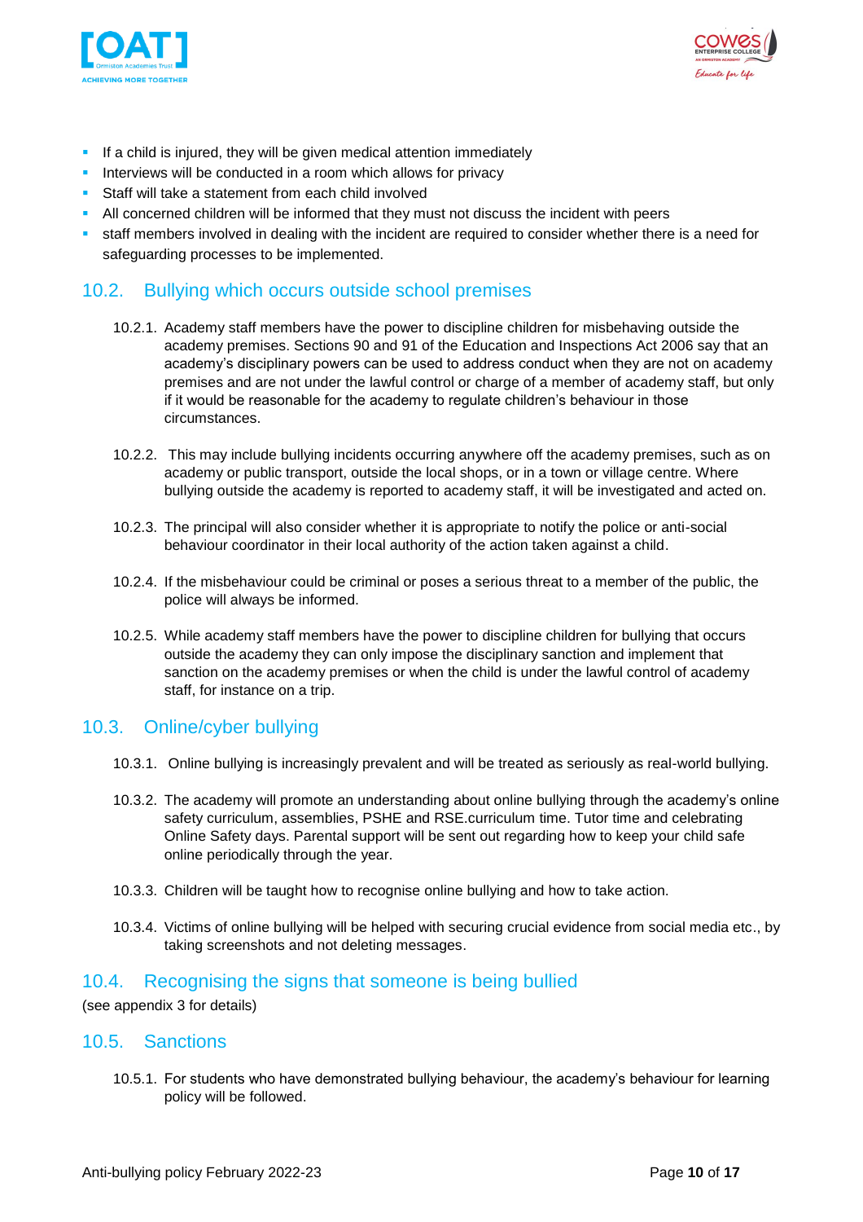- If a child is injured, they will be given medical attention immediately
- Interviews will be conducted in a room which allows for privacy
- Staff will take a statement from each child involved
- All concerned children will be informed that they must not discuss the incident with peers
- staff members involved in dealing with the incident are required to consider whether there is a need for safeguarding processes to be implemented.

## 10.2. Bullying which occurs outside school premises

10.2.1. Academy staff members have the power to discipline children for misbehaving outside the academy premises. Sections 90 and 91 of the Education and Inspections Act 2006 say that an academy's disciplinary powers can be used to address conduct when they are not on academy premises and are not under the lawful control or charge of a member of academy staff, but only if it would be reasonable for the academy to regulate children's behaviour in those circumstances.

10.2.2. This may include bullying incidents occurring anywhere off the academy premises, such as on academy or public transport, outside the local shops, or in a town or village centre. Where bullying outside the academy is reported to academy staff, it will be investigated and acted on.

10.2.3. The principal will also consider whether it is appropriate to notify the police or anti-social behaviour coordinator in their local authority of the action taken against a child.

10.2.4. If the misbehaviour could be criminal or poses a serious threat to a member of the public, the police will always be informed.

10.2.5. While academy staff members have the power to discipline children for bullying that occurs outside the academy they can only impose the disciplinary sanction and implement that sanction on the academy premises or when the child is under the lawful control of academy staff, for instance on a trip.

## 10.3. Online/cyber bullying

10.3.1. Online bullying is increasingly prevalent and will be treated as seriously as real-world bullying.

10.3.2. The academy will promote an understanding about online bullying through the academy's online safety curriculum, assemblies, PSHE and RSE.curriculum time. Tutor time and celebrating Online Safety days. Parental support will be sent out regarding how to keep your child safe online periodically through the year.

10.3.3. Children will be taught how to recognise online bullying and how to take action.

10.3.4. Victims of online bullying will be helped with securing crucial evidence from social media etc., by taking screenshots and not deleting messages.

## 10.4. Recognising the signs that someone is being bullied

(see appendix 3 for details)

## 10.5. Sanctions

10.5.1. For students who have demonstrated bullying behaviour, the academy's behaviour for learning policy will be followed.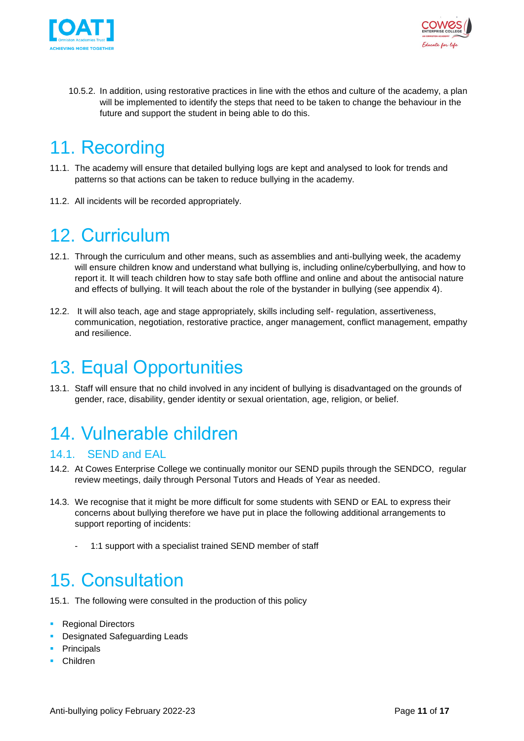10.5.2. In addition, using restorative practices in line with the ethos and culture of the academy, a plan will be implemented to identify the steps that need to be taken to change the behaviour in the future and support the student in being able to do this.

# 11. Recording

11.1. The academy will ensure that detailed bullying logs are kept and analysed to look for trends and patterns so that actions can be taken to reduce bullying in the academy.

11.2. All incidents will be recorded appropriately.

# 12. Curriculum

12.1. Through the curriculum and other means, such as assemblies and anti-bullying week, the academy will ensure children know and understand what bullying is, including online/cyberbullying, and how to report it. It will teach children how to stay safe both offline and online and about the antisocial nature and effects of bullying. It will teach about the role of the bystander in bullying (see appendix 4).

12.2. It will also teach, age and stage appropriately, skills including self- regulation, assertiveness, communication, negotiation, restorative practice, anger management, conflict management, empathy and resilience.

# 13. Equal Opportunities

13.1. Staff will ensure that no child involved in any incident of bullying is disadvantaged on the grounds of gender, race, disability, gender identity or sexual orientation, age, religion, or belief.

# 14. Vulnerable children

## 14.1. SEND and EAL

14.2. At Cowes Enterprise College we continually monitor our SEND pupils through the SENDCO, regular review meetings, daily through Personal Tutors and Heads of Year as needed.

14.3. We recognise that it might be more difficult for some students with SEND or EAL to express their concerns about bullying therefore we have put in place the following additional arrangements to support reporting of incidents:

- 1:1 support with a specialist trained SEND member of staff

# 15. Consultation

15.1. The following were consulted in the production of this policy

- Regional Directors
- Designated Safeguarding Leads
- Principals
- Children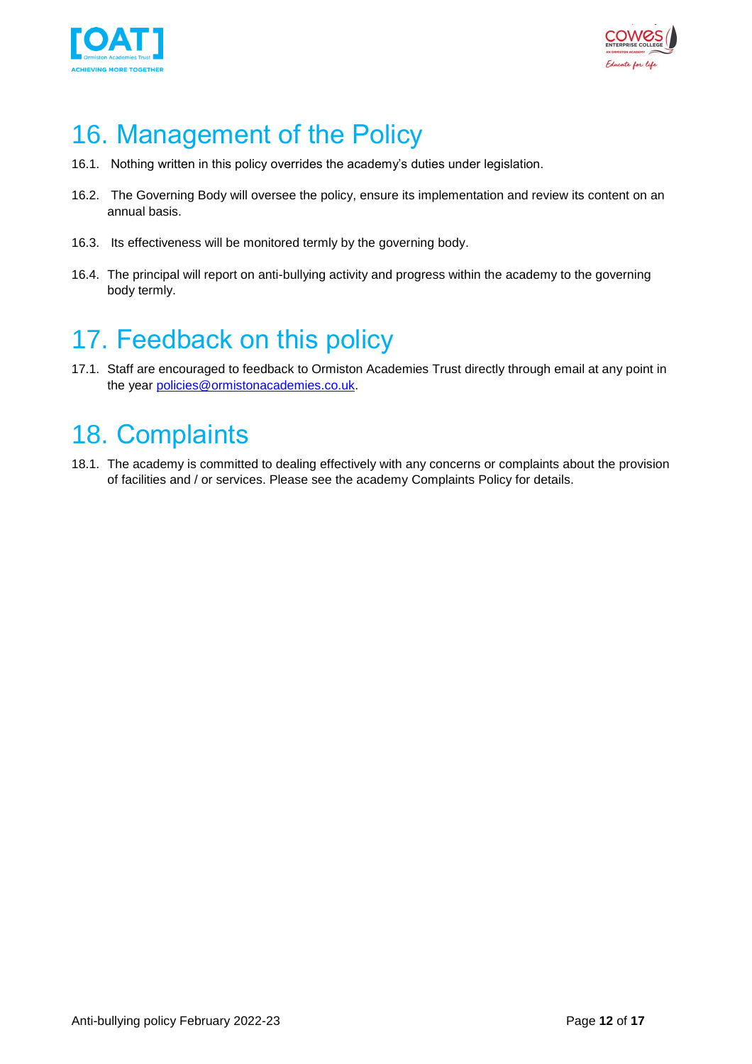# 16. Management of the Policy

16.1. Nothing written in this policy overrides the academy's duties under legislation.

16.2. The Governing Body will oversee the policy, ensure its implementation and review its content on an annual basis.

16.3. Its effectiveness will be monitored termly by the governing body.

16.4. The principal will report on anti-bullying activity and progress within the academy to the governing body termly.

# 17. Feedback on this policy

17.1. Staff are encouraged to feedback to Ormiston Academies Trust directly through email at any point in the year policies@ormistonacademies.co.uk.

# 18. Complaints

18.1. The academy is committed to dealing effectively with any concerns or complaints about the provision of facilities and / or services. Please see the academy Complaints Policy for details.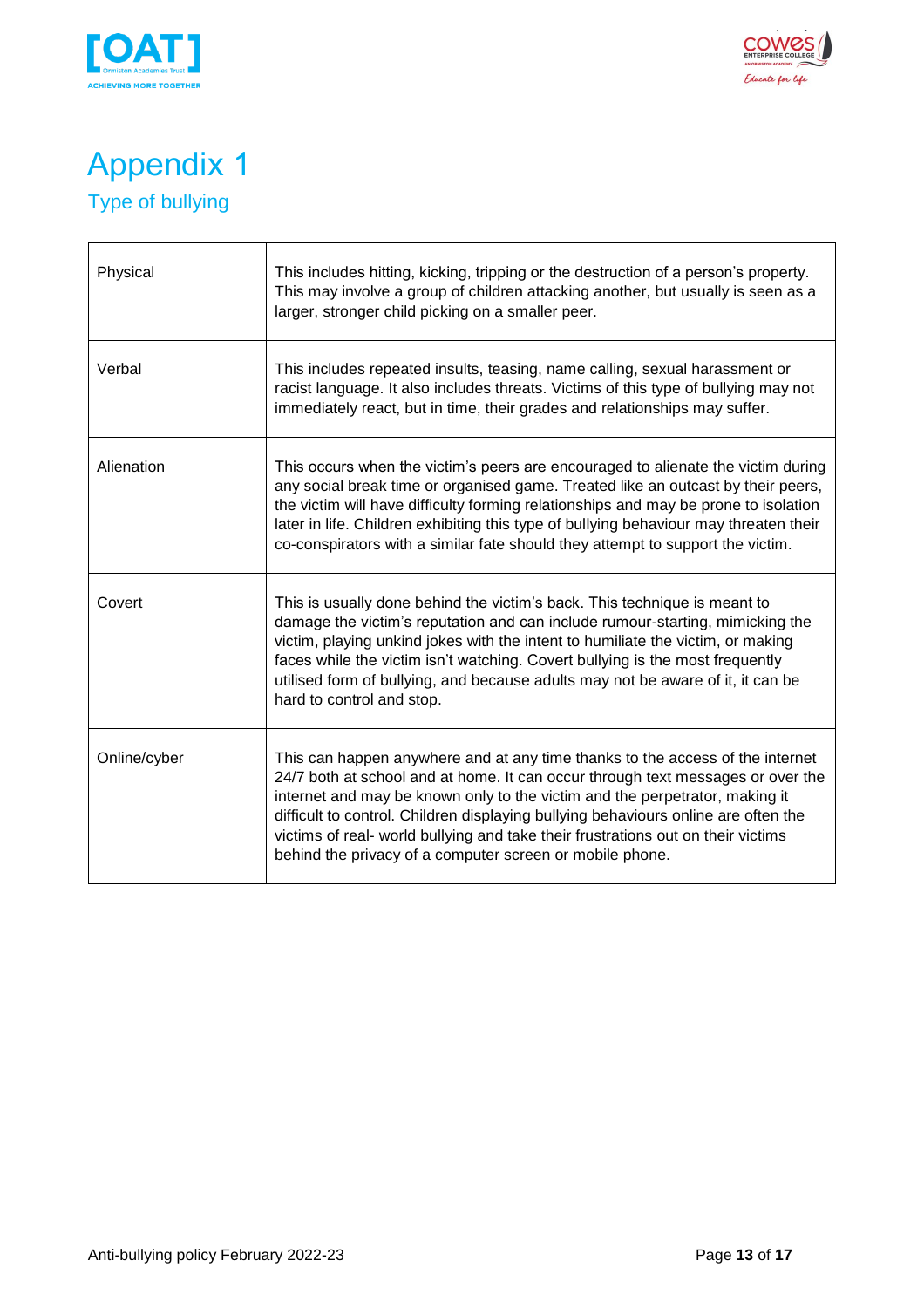# Appendix 1

## Type of bullying

| | |
|---|---|
| Physical | This includes hitting, kicking, tripping or the destruction of a person's property. This may involve a group of children attacking another, but usually is seen as a larger, stronger child picking on a smaller peer. |
| Verbal | This includes repeated insults, teasing, name calling, sexual harassment or racist language. It also includes threats. Victims of this type of bullying may not immediately react, but in time, their grades and relationships may suffer. |
| Alienation | This occurs when the victim's peers are encouraged to alienate the victim during any social break time or organised game. Treated like an outcast by their peers, the victim will have difficulty forming relationships and may be prone to isolation later in life. Children exhibiting this type of bullying behaviour may threaten their co-conspirators with a similar fate should they attempt to support the victim. |
| Covert | This is usually done behind the victim's back. This technique is meant to damage the victim's reputation and can include rumour-starting, mimicking the victim, playing unkind jokes with the intent to humiliate the victim, or making faces while the victim isn't watching. Covert bullying is the most frequently utilised form of bullying, and because adults may not be aware of it, it can be hard to control and stop. |
| Online/cyber | This can happen anywhere and at any time thanks to the access of the internet 24/7 both at school and at home. It can occur through text messages or over the internet and may be known only to the victim and the perpetrator, making it difficult to control. Children displaying bullying behaviours online are often the victims of real- world bullying and take their frustrations out on their victims behind the privacy of a computer screen or mobile phone. |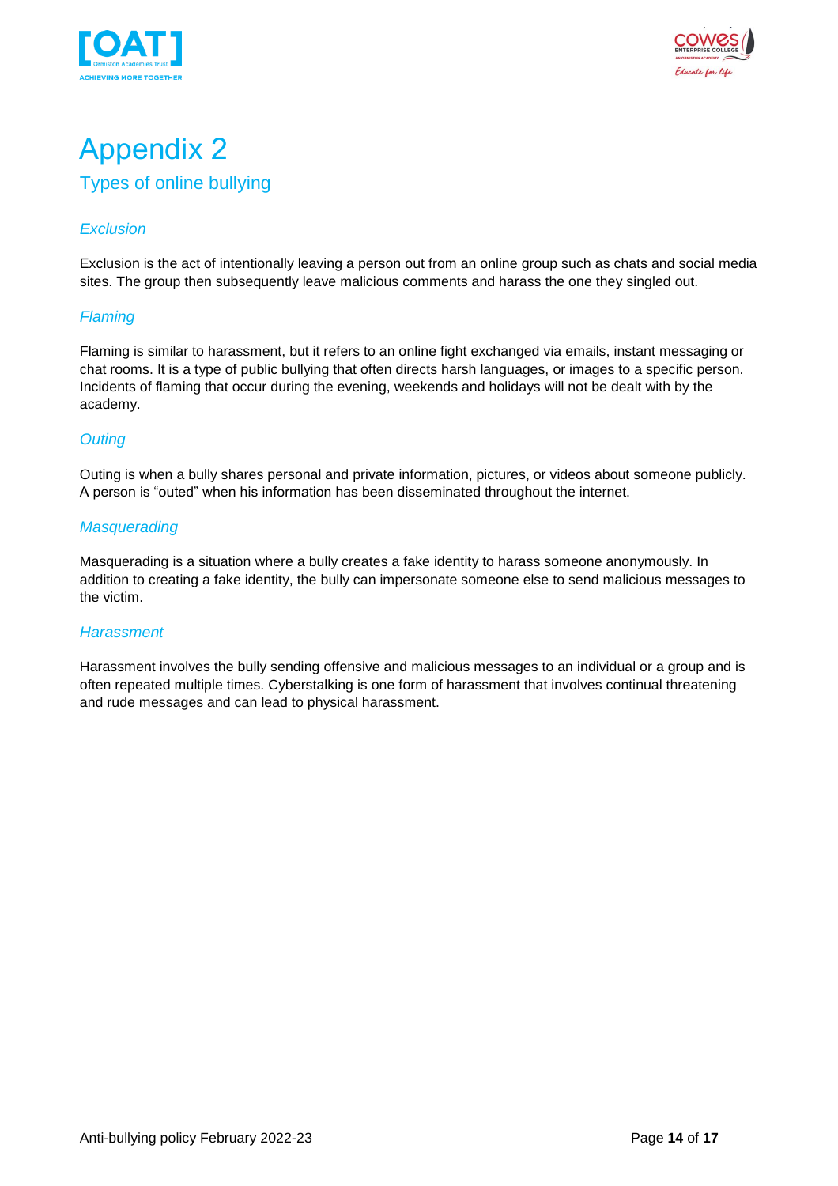# Appendix 2

## Types of online bullying

### *Exclusion*

Exclusion is the act of intentionally leaving a person out from an online group such as chats and social media sites. The group then subsequently leave malicious comments and harass the one they singled out.

### *Flaming*

Flaming is similar to harassment, but it refers to an online fight exchanged via emails, instant messaging or chat rooms. It is a type of public bullying that often directs harsh languages, or images to a specific person. Incidents of flaming that occur during the evening, weekends and holidays will not be dealt with by the academy.

### *Outing*

Outing is when a bully shares personal and private information, pictures, or videos about someone publicly. A person is "outed" when his information has been disseminated throughout the internet.

### *Masquerading*

Masquerading is a situation where a bully creates a fake identity to harass someone anonymously. In addition to creating a fake identity, the bully can impersonate someone else to send malicious messages to the victim.

### *Harassment*

Harassment involves the bully sending offensive and malicious messages to an individual or a group and is often repeated multiple times. Cyberstalking is one form of harassment that involves continual threatening and rude messages and can lead to physical harassment.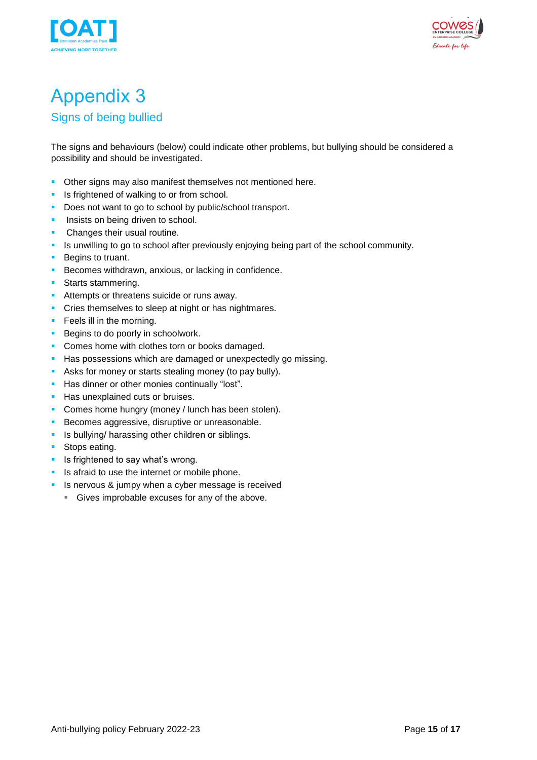# Appendix 3

## Signs of being bullied

The signs and behaviours (below) could indicate other problems, but bullying should be considered a possibility and should be investigated.

- Other signs may also manifest themselves not mentioned here.
- Is frightened of walking to or from school.
- Does not want to go to school by public/school transport.
- Insists on being driven to school.
- Changes their usual routine.
- Is unwilling to go to school after previously enjoying being part of the school community.
- Begins to truant.
- Becomes withdrawn, anxious, or lacking in confidence.
- Starts stammering.
- Attempts or threatens suicide or runs away.
- Cries themselves to sleep at night or has nightmares.
- Feels ill in the morning.
- Begins to do poorly in schoolwork.
- Comes home with clothes torn or books damaged.
- Has possessions which are damaged or unexpectedly go missing.
- Asks for money or starts stealing money (to pay bully).
- Has dinner or other monies continually “lost”.
- Has unexplained cuts or bruises.
- Comes home hungry (money / lunch has been stolen).
- Becomes aggressive, disruptive or unreasonable.
- Is bullying/ harassing other children or siblings.
- Stops eating.
- Is frightened to say what’s wrong.
- Is afraid to use the internet or mobile phone.
- Is nervous & jumpy when a cyber message is received
  - Gives improbable excuses for any of the above.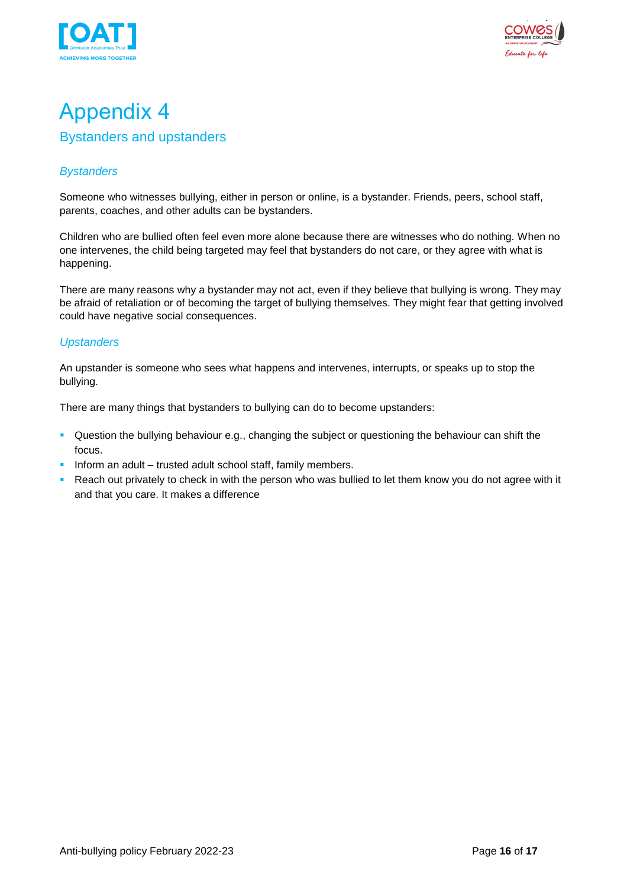# Appendix 4

## Bystanders and upstanders

### *Bystanders*

Someone who witnesses bullying, either in person or online, is a bystander. Friends, peers, school staff, parents, coaches, and other adults can be bystanders.

Children who are bullied often feel even more alone because there are witnesses who do nothing. When no one intervenes, the child being targeted may feel that bystanders do not care, or they agree with what is happening.

There are many reasons why a bystander may not act, even if they believe that bullying is wrong. They may be afraid of retaliation or of becoming the target of bullying themselves. They might fear that getting involved could have negative social consequences.

### *Upstanders*

An upstander is someone who sees what happens and intervenes, interrupts, or speaks up to stop the bullying.

There are many things that bystanders to bullying can do to become upstanders:

- Question the bullying behaviour e.g., changing the subject or questioning the behaviour can shift the focus.
- Inform an adult – trusted adult school staff, family members.
- Reach out privately to check in with the person who was bullied to let them know you do not agree with it and that you care. It makes a difference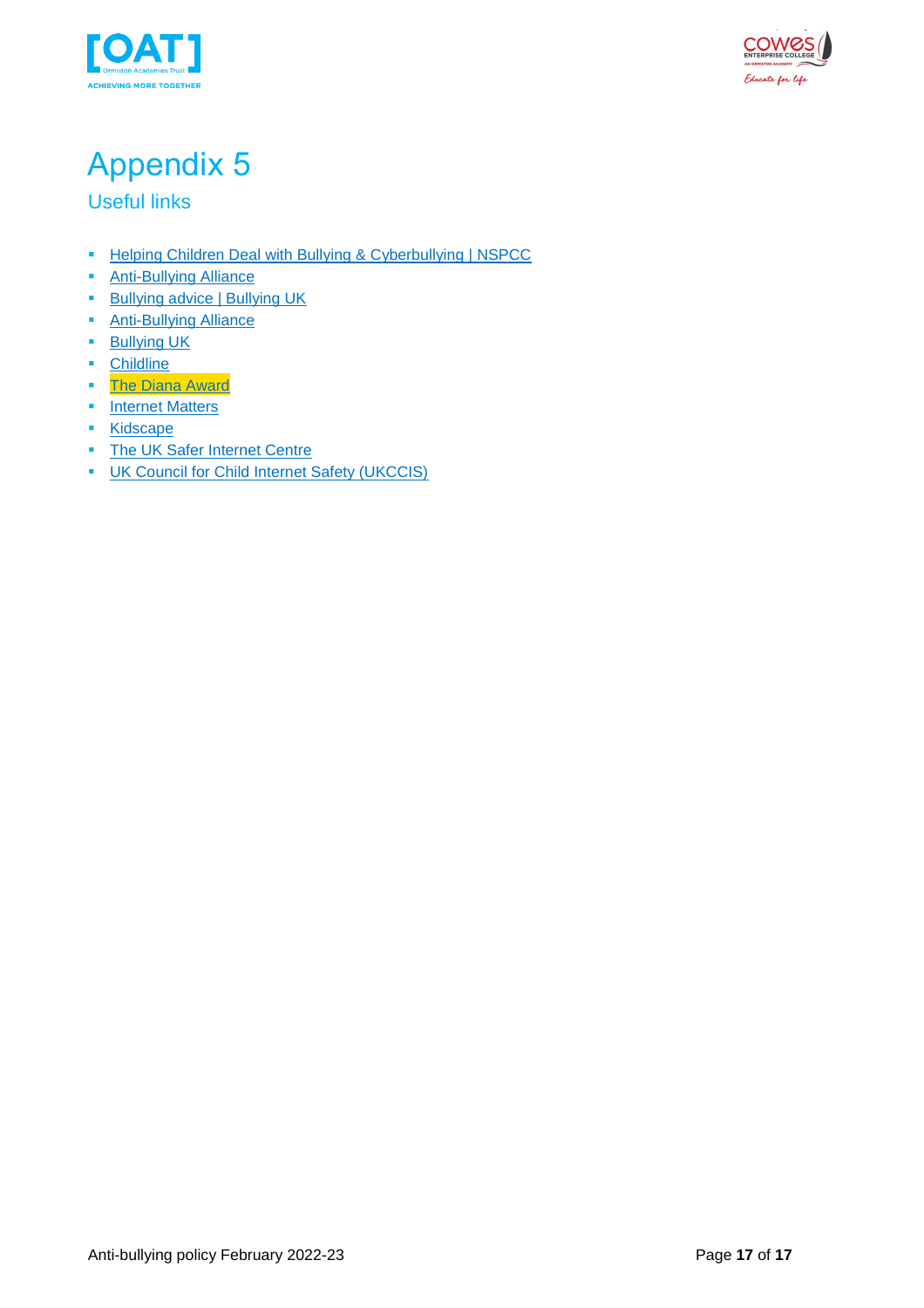# Appendix 5

## Useful links

- Helping Children Deal with Bullying & Cyberbullying | NSPCC
- Anti-Bullying Alliance
- Bullying advice | Bullying UK
- Anti-Bullying Alliance
- Bullying UK
- Childline
- The Diana Award
- Internet Matters
- Kidscape
- The UK Safer Internet Centre
- UK Council for Child Internet Safety (UKCCIS)